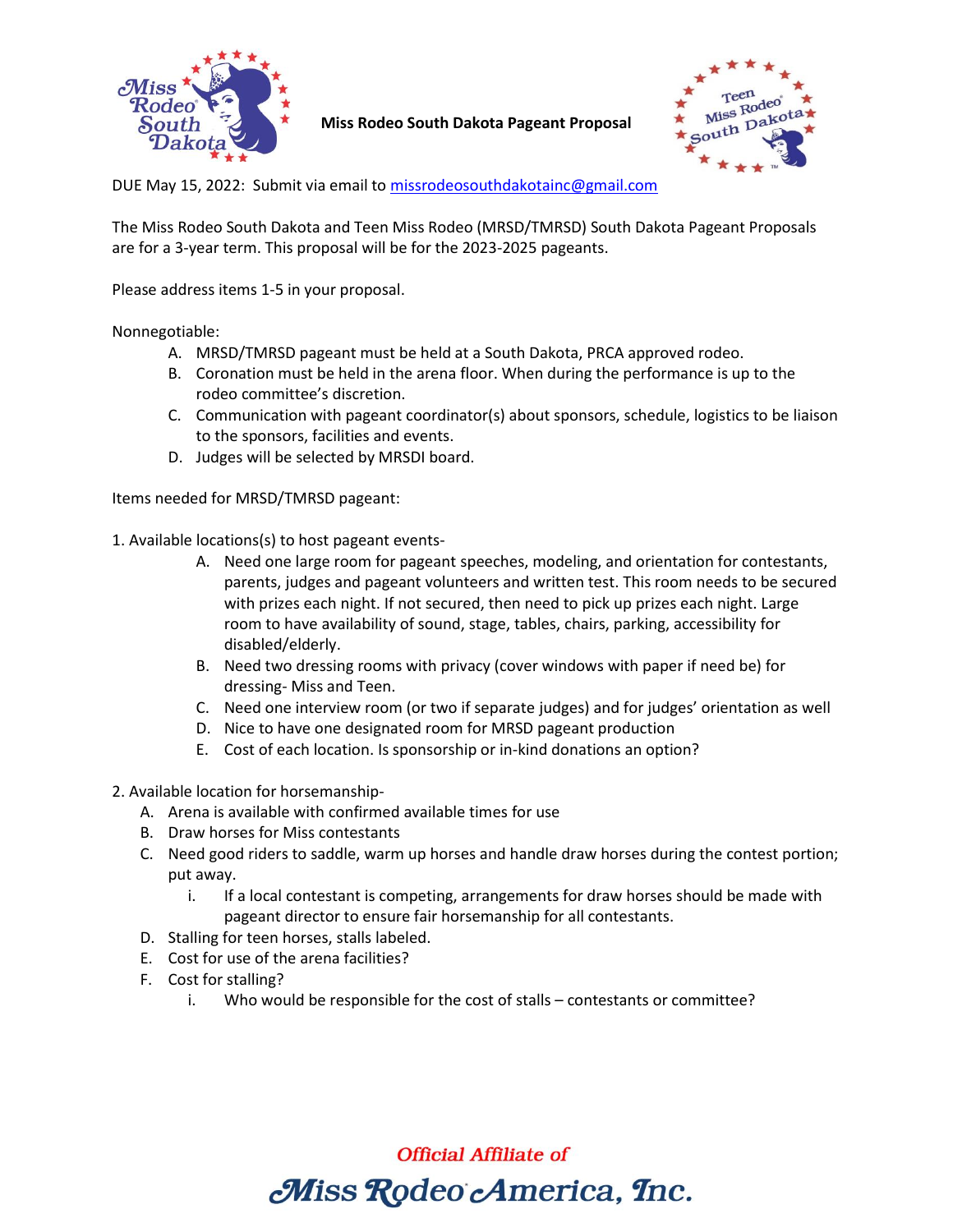# Miss Rodeo South Dakota Pageant Proposal

DUE May 15, 2022: Submit via email to missrodeosouthdakotainc@gmail.com

The Miss Rodeo South Dakota and Teen Miss Rodeo (MRSD/TMRSD) South Dakota Pageant Proposals are for a 3-year term. This proposal will be for the 2023-2025 pageants.

Please address items 1-5 in your proposal.

Nonnegotiable:

A. MRSD/TMRSD pageant must be held at a South Dakota, PRCA approved rodeo.
B. Coronation must be held in the arena floor. When during the performance is up to the rodeo committee's discretion.
C. Communication with pageant coordinator(s) about sponsors, schedule, logistics to be liaison to the sponsors, facilities and events.
D. Judges will be selected by MRSDI board.

Items needed for MRSD/TMRSD pageant:

1. Available locations(s) to host pageant events-
   A. Need one large room for pageant speeches, modeling, and orientation for contestants, parents, judges and pageant volunteers and written test. This room needs to be secured with prizes each night. If not secured, then need to pick up prizes each night. Large room to have availability of sound, stage, tables, chairs, parking, accessibility for disabled/elderly.
   B. Need two dressing rooms with privacy (cover windows with paper if need be) for dressing- Miss and Teen.
   C. Need one interview room (or two if separate judges) and for judges' orientation as well
   D. Nice to have one designated room for MRSD pageant production
   E. Cost of each location. Is sponsorship or in-kind donations an option?

2. Available location for horsemanship-
   A. Arena is available with confirmed available times for use
   B. Draw horses for Miss contestants
   C. Need good riders to saddle, warm up horses and handle draw horses during the contest portion; put away.
      i. If a local contestant is competing, arrangements for draw horses should be made with pageant director to ensure fair horsemanship for all contestants.
   D. Stalling for teen horses, stalls labeled.
   E. Cost for use of the arena facilities?
   F. Cost for stalling?
      i. Who would be responsible for the cost of stalls – contestants or committee?

Official Affiliate of Miss Rodeo America, Inc.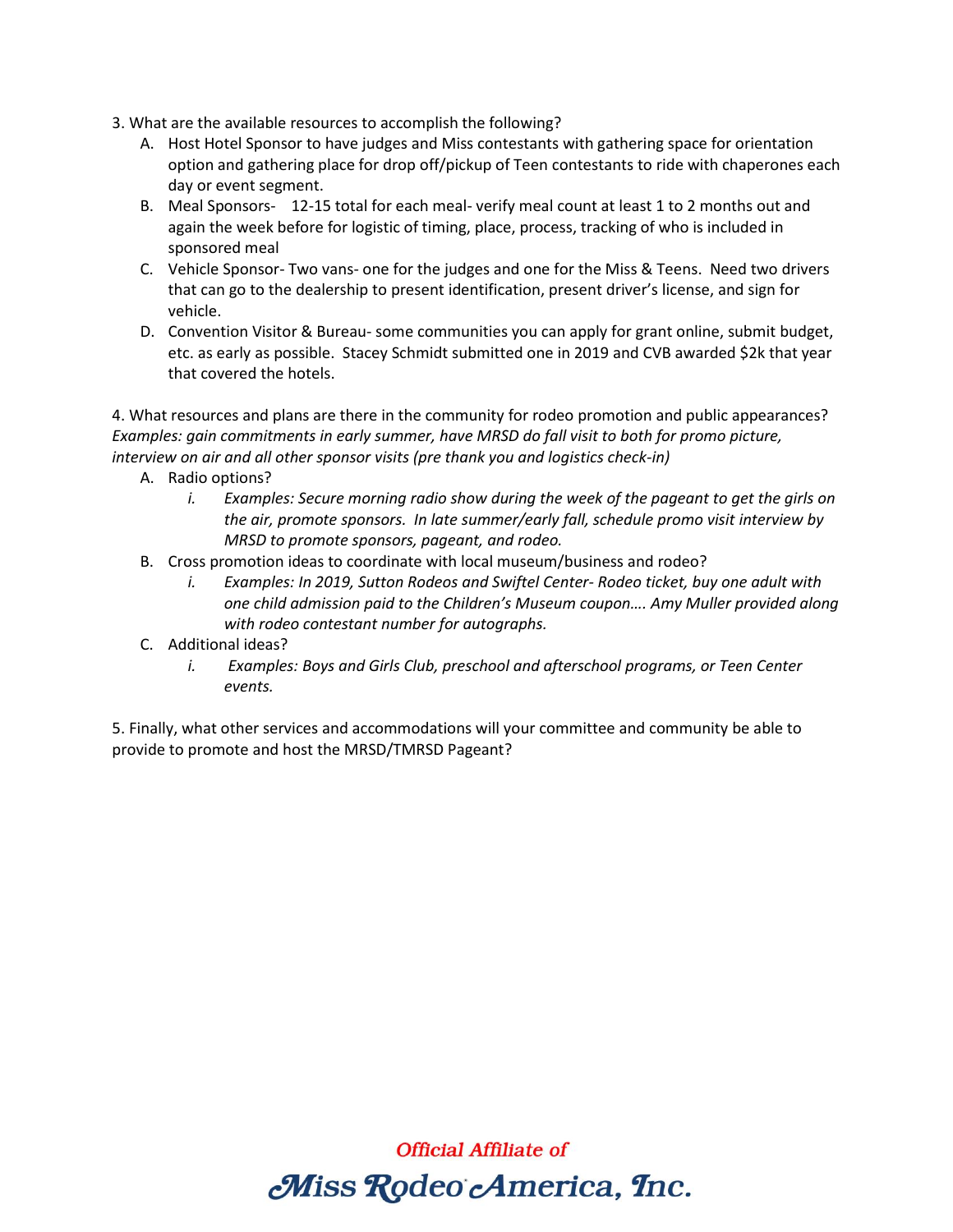3. What are the available resources to accomplish the following?

   A. Host Hotel Sponsor to have judges and Miss contestants with gathering space for orientation option and gathering place for drop off/pickup of Teen contestants to ride with chaperones each day or event segment.

   B. Meal Sponsors-   12-15 total for each meal- verify meal count at least 1 to 2 months out and again the week before for logistic of timing, place, process, tracking of who is included in sponsored meal

   C. Vehicle Sponsor- Two vans- one for the judges and one for the Miss & Teens.  Need two drivers that can go to the dealership to present identification, present driver's license, and sign for vehicle.

   D. Convention Visitor & Bureau- some communities you can apply for grant online, submit budget, etc. as early as possible.  Stacey Schmidt submitted one in 2019 and CVB awarded $2k that year that covered the hotels.

4. What resources and plans are there in the community for rodeo promotion and public appearances? *Examples: gain commitments in early summer, have MRSD do fall visit to both for promo picture, interview on air and all other sponsor visits (pre thank you and logistics check-in)*

   A. Radio options?
      i. *Examples: Secure morning radio show during the week of the pageant to get the girls on the air, promote sponsors.  In late summer/early fall, schedule promo visit interview by MRSD to promote sponsors, pageant, and rodeo.*

   B. Cross promotion ideas to coordinate with local museum/business and rodeo?
      i. *Examples: In 2019, Sutton Rodeos and Swiftel Center- Rodeo ticket, buy one adult with one child admission paid to the Children's Museum coupon…. Amy Muller provided along with rodeo contestant number for autographs.*

   C. Additional ideas?
      i. *Examples: Boys and Girls Club, preschool and afterschool programs, or Teen Center events.*

5. Finally, what other services and accommodations will your committee and community be able to provide to promote and host the MRSD/TMRSD Pageant?

*Official Affiliate of*

**Miss Rodeo America, Inc.**